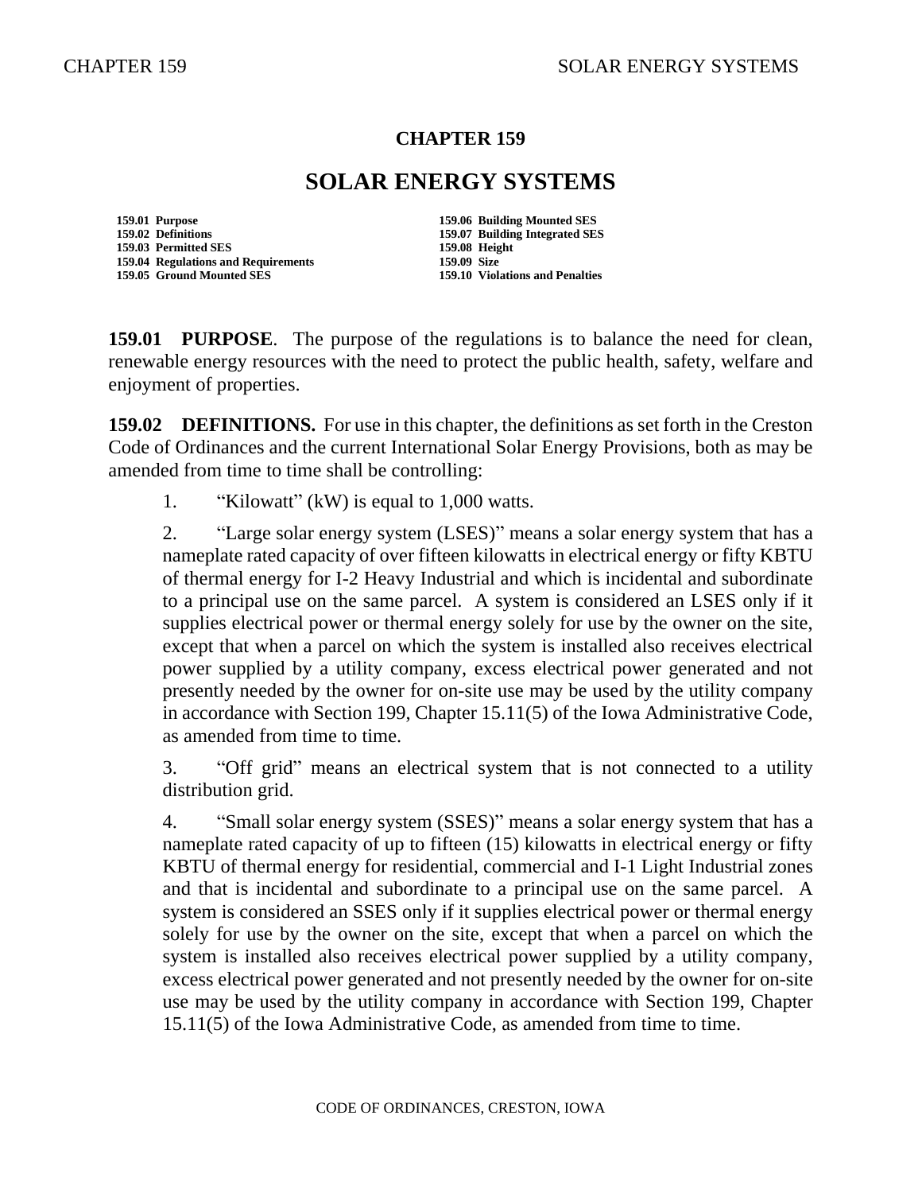# CHAPTER 159

# SOLAR ENERGY SYSTEMS

| | |
|---|---|
| **159.01 Purpose** | **159.06 Building Mounted SES** |
| **159.02 Definitions** | **159.07 Building Integrated SES** |
| **159.03 Permitted SES** | **159.08 Height** |
| **159.04 Regulations and Requirements** | **159.09 Size** |
| **159.05 Ground Mounted SES** | **159.10 Violations and Penalties** |

**159.01 PURPOSE**. The purpose of the regulations is to balance the need for clean, renewable energy resources with the need to protect the public health, safety, welfare and enjoyment of properties.

**159.02 DEFINITIONS.** For use in this chapter, the definitions as set forth in the Creston Code of Ordinances and the current International Solar Energy Provisions, both as may be amended from time to time shall be controlling:

1. "Kilowatt" (kW) is equal to 1,000 watts.

2. "Large solar energy system (LSES)" means a solar energy system that has a nameplate rated capacity of over fifteen kilowatts in electrical energy or fifty KBTU of thermal energy for I-2 Heavy Industrial and which is incidental and subordinate to a principal use on the same parcel. A system is considered an LSES only if it supplies electrical power or thermal energy solely for use by the owner on the site, except that when a parcel on which the system is installed also receives electrical power supplied by a utility company, excess electrical power generated and not presently needed by the owner for on-site use may be used by the utility company in accordance with Section 199, Chapter 15.11(5) of the Iowa Administrative Code, as amended from time to time.

3. "Off grid" means an electrical system that is not connected to a utility distribution grid.

4. "Small solar energy system (SSES)" means a solar energy system that has a nameplate rated capacity of up to fifteen (15) kilowatts in electrical energy or fifty KBTU of thermal energy for residential, commercial and I-1 Light Industrial zones and that is incidental and subordinate to a principal use on the same parcel. A system is considered an SSES only if it supplies electrical power or thermal energy solely for use by the owner on the site, except that when a parcel on which the system is installed also receives electrical power supplied by a utility company, excess electrical power generated and not presently needed by the owner for on-site use may be used by the utility company in accordance with Section 199, Chapter 15.11(5) of the Iowa Administrative Code, as amended from time to time.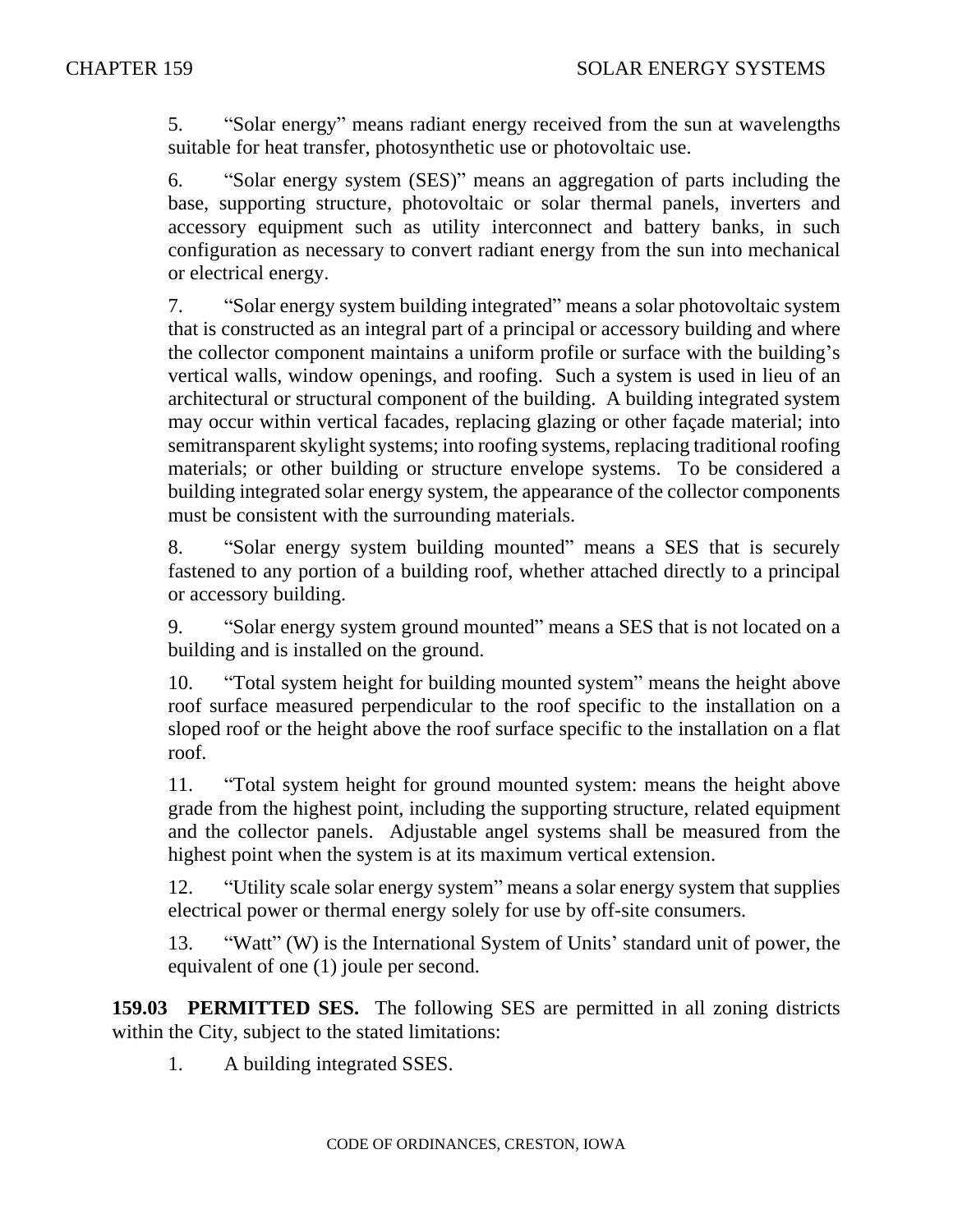5. “Solar energy” means radiant energy received from the sun at wavelengths suitable for heat transfer, photosynthetic use or photovoltaic use.

6. “Solar energy system (SES)” means an aggregation of parts including the base, supporting structure, photovoltaic or solar thermal panels, inverters and accessory equipment such as utility interconnect and battery banks, in such configuration as necessary to convert radiant energy from the sun into mechanical or electrical energy.

7. “Solar energy system building integrated” means a solar photovoltaic system that is constructed as an integral part of a principal or accessory building and where the collector component maintains a uniform profile or surface with the building’s vertical walls, window openings, and roofing. Such a system is used in lieu of an architectural or structural component of the building. A building integrated system may occur within vertical facades, replacing glazing or other façade material; into semitransparent skylight systems; into roofing systems, replacing traditional roofing materials; or other building or structure envelope systems. To be considered a building integrated solar energy system, the appearance of the collector components must be consistent with the surrounding materials.

8. “Solar energy system building mounted” means a SES that is securely fastened to any portion of a building roof, whether attached directly to a principal or accessory building.

9. “Solar energy system ground mounted” means a SES that is not located on a building and is installed on the ground.

10. “Total system height for building mounted system” means the height above roof surface measured perpendicular to the roof specific to the installation on a sloped roof or the height above the roof surface specific to the installation on a flat roof.

11. “Total system height for ground mounted system: means the height above grade from the highest point, including the supporting structure, related equipment and the collector panels. Adjustable angel systems shall be measured from the highest point when the system is at its maximum vertical extension.

12. “Utility scale solar energy system” means a solar energy system that supplies electrical power or thermal energy solely for use by off-site consumers.

13. “Watt” (W) is the International System of Units’ standard unit of power, the equivalent of one (1) joule per second.

**159.03 PERMITTED SES.** The following SES are permitted in all zoning districts within the City, subject to the stated limitations:

1. A building integrated SSES.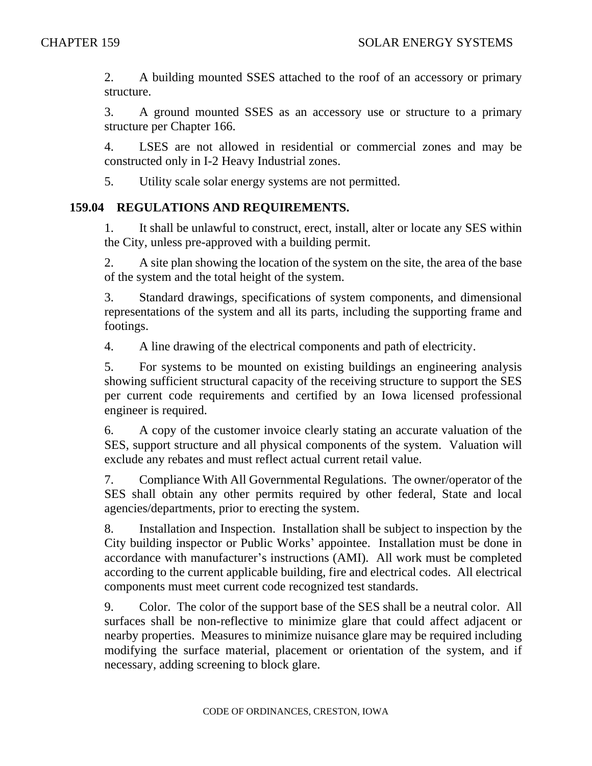2. A building mounted SSES attached to the roof of an accessory or primary structure.

3. A ground mounted SSES as an accessory use or structure to a primary structure per Chapter 166.

4. LSES are not allowed in residential or commercial zones and may be constructed only in I-2 Heavy Industrial zones.

5. Utility scale solar energy systems are not permitted.

## 159.04 REGULATIONS AND REQUIREMENTS.

1. It shall be unlawful to construct, erect, install, alter or locate any SES within the City, unless pre-approved with a building permit.

2. A site plan showing the location of the system on the site, the area of the base of the system and the total height of the system.

3. Standard drawings, specifications of system components, and dimensional representations of the system and all its parts, including the supporting frame and footings.

4. A line drawing of the electrical components and path of electricity.

5. For systems to be mounted on existing buildings an engineering analysis showing sufficient structural capacity of the receiving structure to support the SES per current code requirements and certified by an Iowa licensed professional engineer is required.

6. A copy of the customer invoice clearly stating an accurate valuation of the SES, support structure and all physical components of the system. Valuation will exclude any rebates and must reflect actual current retail value.

7. Compliance With All Governmental Regulations. The owner/operator of the SES shall obtain any other permits required by other federal, State and local agencies/departments, prior to erecting the system.

8. Installation and Inspection. Installation shall be subject to inspection by the City building inspector or Public Works' appointee. Installation must be done in accordance with manufacturer's instructions (AMI). All work must be completed according to the current applicable building, fire and electrical codes. All electrical components must meet current code recognized test standards.

9. Color. The color of the support base of the SES shall be a neutral color. All surfaces shall be non-reflective to minimize glare that could affect adjacent or nearby properties. Measures to minimize nuisance glare may be required including modifying the surface material, placement or orientation of the system, and if necessary, adding screening to block glare.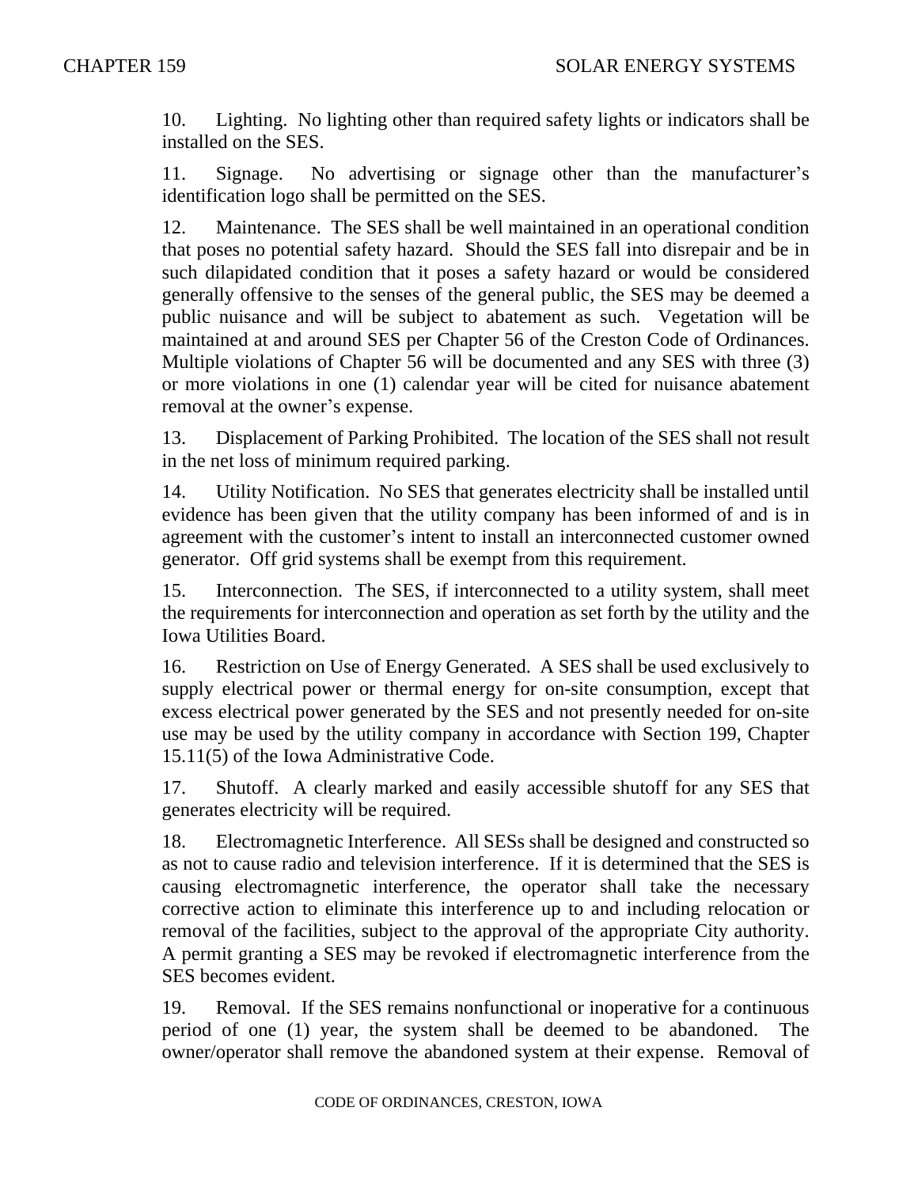10. Lighting. No lighting other than required safety lights or indicators shall be installed on the SES.

11. Signage. No advertising or signage other than the manufacturer's identification logo shall be permitted on the SES.

12. Maintenance. The SES shall be well maintained in an operational condition that poses no potential safety hazard. Should the SES fall into disrepair and be in such dilapidated condition that it poses a safety hazard or would be considered generally offensive to the senses of the general public, the SES may be deemed a public nuisance and will be subject to abatement as such. Vegetation will be maintained at and around SES per Chapter 56 of the Creston Code of Ordinances. Multiple violations of Chapter 56 will be documented and any SES with three (3) or more violations in one (1) calendar year will be cited for nuisance abatement removal at the owner's expense.

13. Displacement of Parking Prohibited. The location of the SES shall not result in the net loss of minimum required parking.

14. Utility Notification. No SES that generates electricity shall be installed until evidence has been given that the utility company has been informed of and is in agreement with the customer's intent to install an interconnected customer owned generator. Off grid systems shall be exempt from this requirement.

15. Interconnection. The SES, if interconnected to a utility system, shall meet the requirements for interconnection and operation as set forth by the utility and the Iowa Utilities Board.

16. Restriction on Use of Energy Generated. A SES shall be used exclusively to supply electrical power or thermal energy for on-site consumption, except that excess electrical power generated by the SES and not presently needed for on-site use may be used by the utility company in accordance with Section 199, Chapter 15.11(5) of the Iowa Administrative Code.

17. Shutoff. A clearly marked and easily accessible shutoff for any SES that generates electricity will be required.

18. Electromagnetic Interference. All SESs shall be designed and constructed so as not to cause radio and television interference. If it is determined that the SES is causing electromagnetic interference, the operator shall take the necessary corrective action to eliminate this interference up to and including relocation or removal of the facilities, subject to the approval of the appropriate City authority. A permit granting a SES may be revoked if electromagnetic interference from the SES becomes evident.

19. Removal. If the SES remains nonfunctional or inoperative for a continuous period of one (1) year, the system shall be deemed to be abandoned. The owner/operator shall remove the abandoned system at their expense. Removal of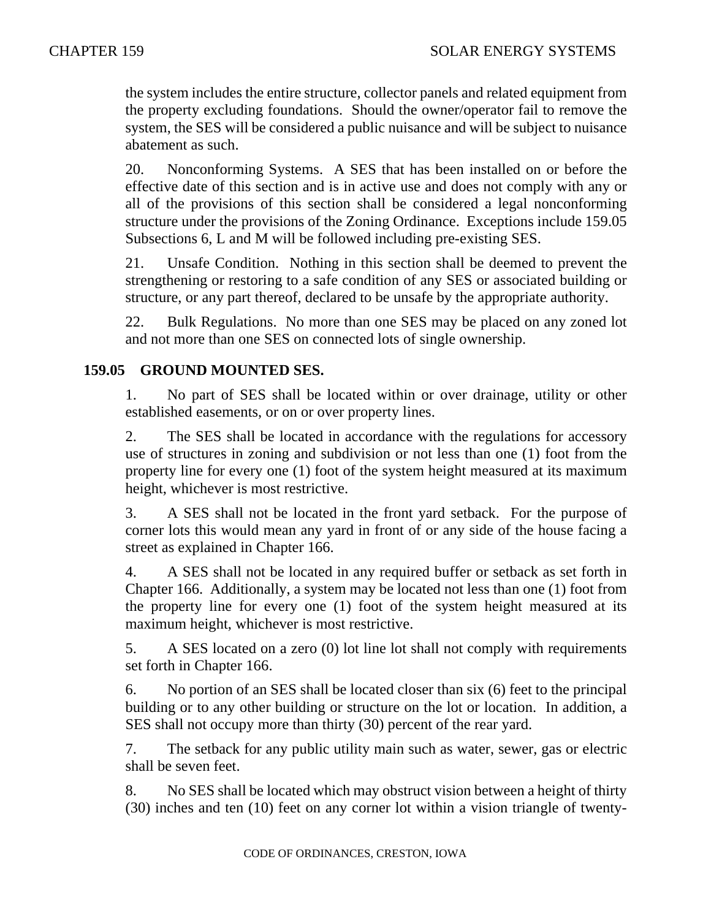the system includes the entire structure, collector panels and related equipment from the property excluding foundations. Should the owner/operator fail to remove the system, the SES will be considered a public nuisance and will be subject to nuisance abatement as such.

20. Nonconforming Systems. A SES that has been installed on or before the effective date of this section and is in active use and does not comply with any or all of the provisions of this section shall be considered a legal nonconforming structure under the provisions of the Zoning Ordinance. Exceptions include 159.05 Subsections 6, L and M will be followed including pre-existing SES.

21. Unsafe Condition. Nothing in this section shall be deemed to prevent the strengthening or restoring to a safe condition of any SES or associated building or structure, or any part thereof, declared to be unsafe by the appropriate authority.

22. Bulk Regulations. No more than one SES may be placed on any zoned lot and not more than one SES on connected lots of single ownership.

## 159.05 GROUND MOUNTED SES.

1. No part of SES shall be located within or over drainage, utility or other established easements, or on or over property lines.

2. The SES shall be located in accordance with the regulations for accessory use of structures in zoning and subdivision or not less than one (1) foot from the property line for every one (1) foot of the system height measured at its maximum height, whichever is most restrictive.

3. A SES shall not be located in the front yard setback. For the purpose of corner lots this would mean any yard in front of or any side of the house facing a street as explained in Chapter 166.

4. A SES shall not be located in any required buffer or setback as set forth in Chapter 166. Additionally, a system may be located not less than one (1) foot from the property line for every one (1) foot of the system height measured at its maximum height, whichever is most restrictive.

5. A SES located on a zero (0) lot line lot shall not comply with requirements set forth in Chapter 166.

6. No portion of an SES shall be located closer than six (6) feet to the principal building or to any other building or structure on the lot or location. In addition, a SES shall not occupy more than thirty (30) percent of the rear yard.

7. The setback for any public utility main such as water, sewer, gas or electric shall be seven feet.

8. No SES shall be located which may obstruct vision between a height of thirty (30) inches and ten (10) feet on any corner lot within a vision triangle of twenty-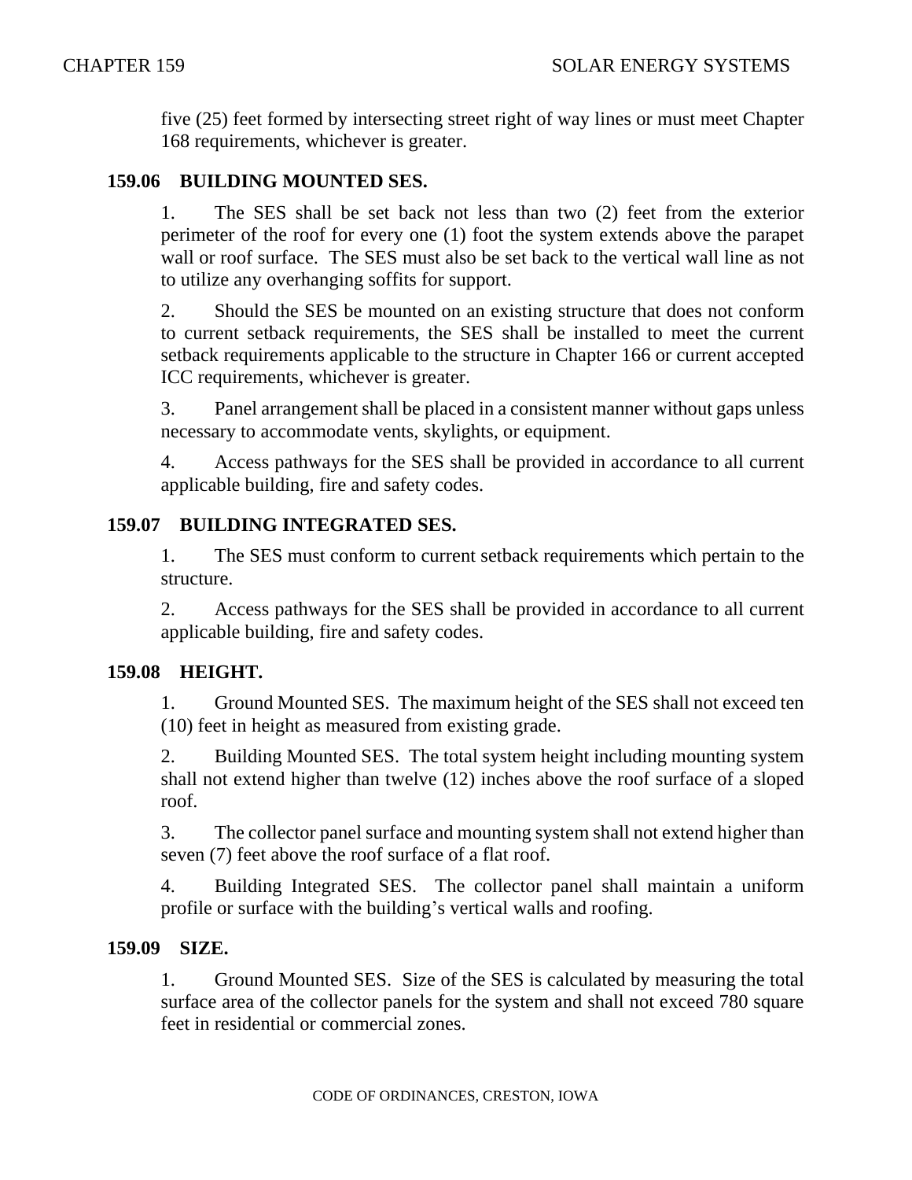five (25) feet formed by intersecting street right of way lines or must meet Chapter 168 requirements, whichever is greater.

## 159.06 BUILDING MOUNTED SES.

1. The SES shall be set back not less than two (2) feet from the exterior perimeter of the roof for every one (1) foot the system extends above the parapet wall or roof surface. The SES must also be set back to the vertical wall line as not to utilize any overhanging soffits for support.

2. Should the SES be mounted on an existing structure that does not conform to current setback requirements, the SES shall be installed to meet the current setback requirements applicable to the structure in Chapter 166 or current accepted ICC requirements, whichever is greater.

3. Panel arrangement shall be placed in a consistent manner without gaps unless necessary to accommodate vents, skylights, or equipment.

4. Access pathways for the SES shall be provided in accordance to all current applicable building, fire and safety codes.

## 159.07 BUILDING INTEGRATED SES.

1. The SES must conform to current setback requirements which pertain to the structure.

2. Access pathways for the SES shall be provided in accordance to all current applicable building, fire and safety codes.

## 159.08 HEIGHT.

1. Ground Mounted SES. The maximum height of the SES shall not exceed ten (10) feet in height as measured from existing grade.

2. Building Mounted SES. The total system height including mounting system shall not extend higher than twelve (12) inches above the roof surface of a sloped roof.

3. The collector panel surface and mounting system shall not extend higher than seven (7) feet above the roof surface of a flat roof.

4. Building Integrated SES. The collector panel shall maintain a uniform profile or surface with the building's vertical walls and roofing.

## 159.09 SIZE.

1. Ground Mounted SES. Size of the SES is calculated by measuring the total surface area of the collector panels for the system and shall not exceed 780 square feet in residential or commercial zones.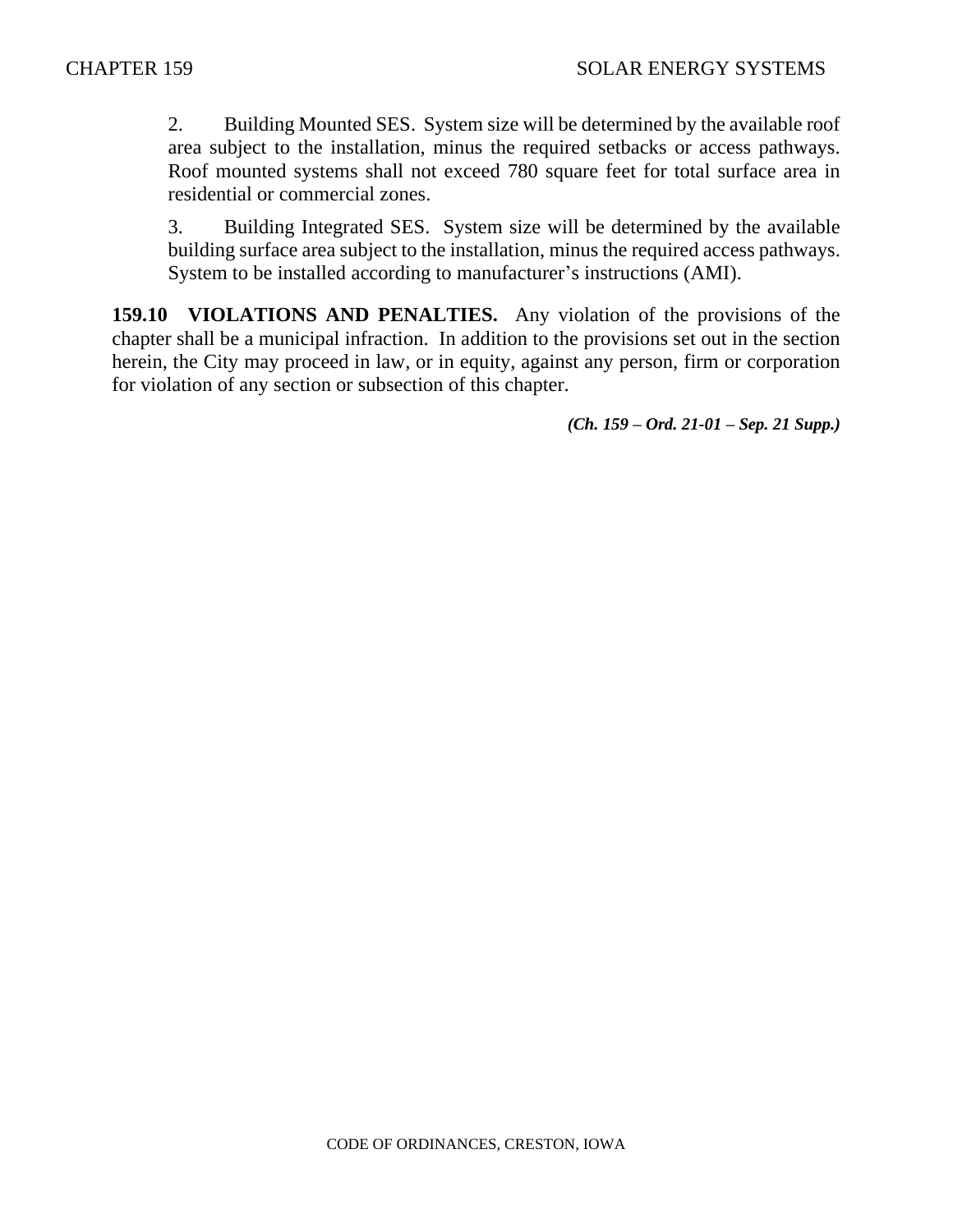2. Building Mounted SES. System size will be determined by the available roof area subject to the installation, minus the required setbacks or access pathways. Roof mounted systems shall not exceed 780 square feet for total surface area in residential or commercial zones.

3. Building Integrated SES. System size will be determined by the available building surface area subject to the installation, minus the required access pathways. System to be installed according to manufacturer's instructions (AMI).

**159.10 VIOLATIONS AND PENALTIES.** Any violation of the provisions of the chapter shall be a municipal infraction. In addition to the provisions set out in the section herein, the City may proceed in law, or in equity, against any person, firm or corporation for violation of any section or subsection of this chapter.

***(Ch. 159 – Ord. 21-01 – Sep. 21 Supp.)***